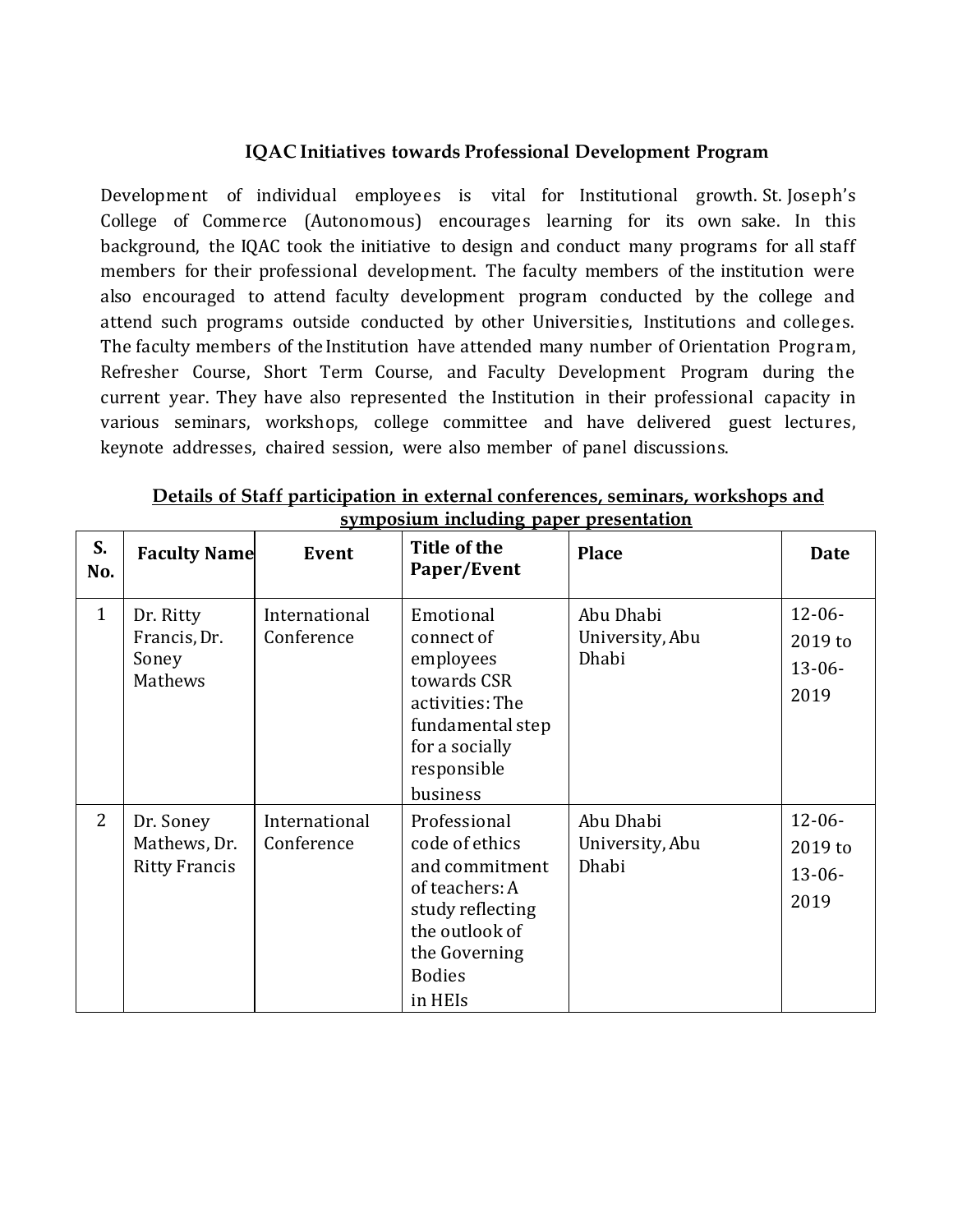## IQAC Initiatives towards Professional Development Program

Development of individual employees is vital for Institutional growth. St. Joseph's College of Commerce (Autonomous) encourages learning for its own sake. In this background, the IQAC took the initiative to design and conduct many programs for all staff members for their professional development. The faculty members of the institution were also encouraged to attend faculty development program conducted by the college and attend such programs outside conducted by other Universities, Institutions and colleges. The faculty members of the Institution have attended many number of Orientation Program, Refresher Course, Short Term Course, and Faculty Development Program during the current year. They have also represented the Institution in their professional capacity in various seminars, workshops, college committee and have delivered guest lectures, keynote addresses, chaired session, were also member of panel discussions.

**Details of Staff participation in external conferences, seminars, workshops and symposium including paper presentation**

| S. No. | Faculty Name | Event | Title of the Paper/Event | Place | Date |
|---|---|---|---|---|---|
| 1 | Dr. Ritty Francis, Dr. Soney Mathews | International Conference | Emotional connect of employees towards CSR activities: The fundamental step for a socially responsible business | Abu Dhabi University, Abu Dhabi | 12-06-2019 to 13-06-2019 |
| 2 | Dr. Soney Mathews, Dr. Ritty Francis | International Conference | Professional code of ethics and commitment of teachers: A study reflecting the outlook of the Governing Bodies in HEIs | Abu Dhabi University, Abu Dhabi | 12-06-2019 to 13-06-2019 |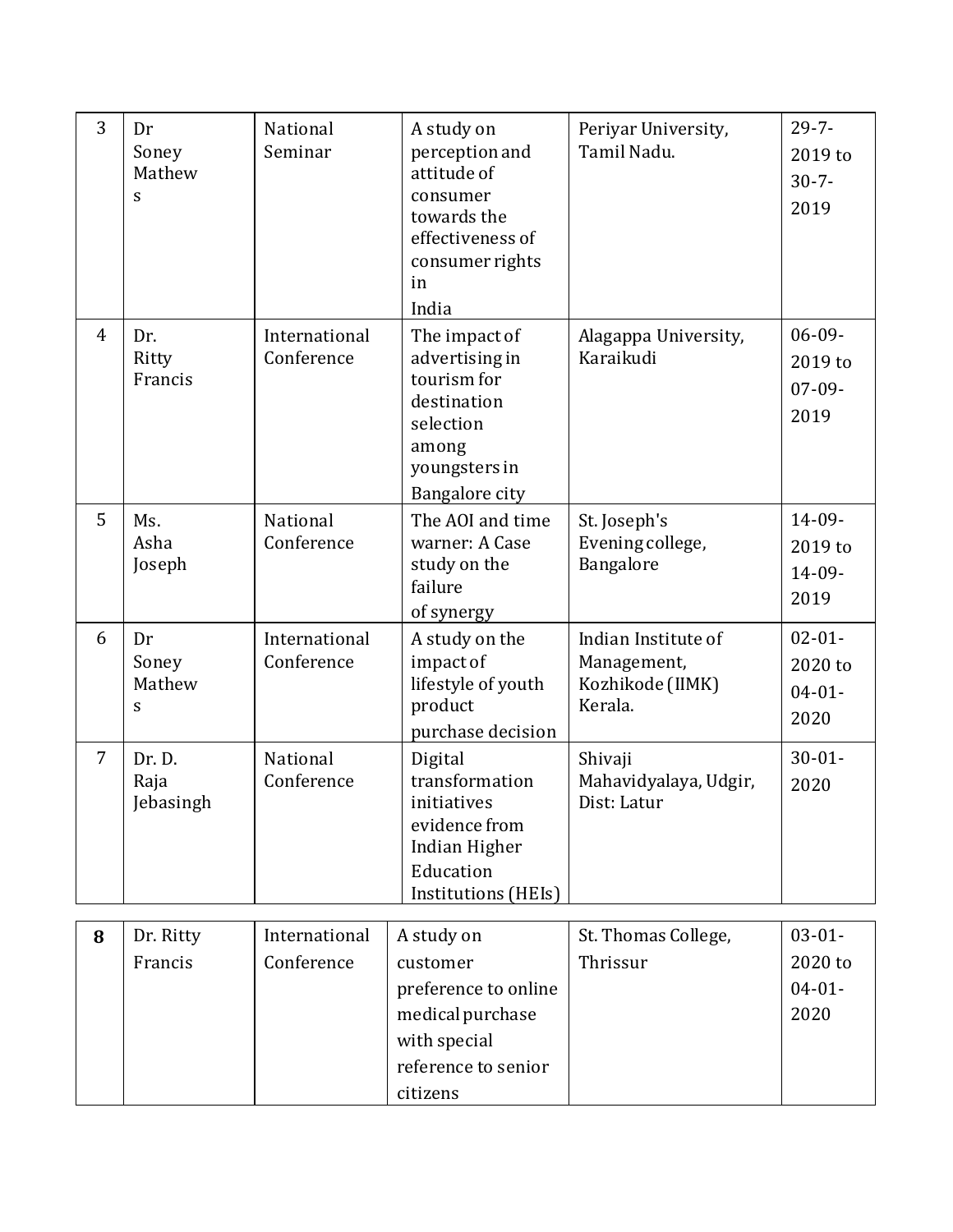| 3 | Dr Soney Mathews | National Seminar | A study on perception and attitude of consumer towards the effectiveness of consumer rights in India | Periyar University, Tamil Nadu. | 29-7-2019 to 30-7-2019 |
|---|---|---|---|---|---|
| 4 | Dr. Ritty Francis | International Conference | The impact of advertising in tourism for destination selection among youngsters in Bangalore city | Alagappa University, Karaikudi | 06-09-2019 to 07-09-2019 |
| 5 | Ms. Asha Joseph | National Conference | The AOI and time warner: A Case study on the failure of synergy | St. Joseph's Evening college, Bangalore | 14-09-2019 to 14-09-2019 |
| 6 | Dr Soney Mathews | International Conference | A study on the impact of lifestyle of youth product purchase decision | Indian Institute of Management, Kozhikode (IIMK) Kerala. | 02-01-2020 to 04-01-2020 |
| 7 | Dr. D. Raja Jebasingh | National Conference | Digital transformation initiatives evidence from Indian Higher Education Institutions (HEIs) | Shivaji Mahavidyalaya, Udgir, Dist: Latur | 30-01-2020 |
| **8** | Dr. Ritty Francis | International Conference | A study on customer preference to online medical purchase with special reference to senior citizens | St. Thomas College, Thrissur | 03-01-2020 to 04-01-2020 |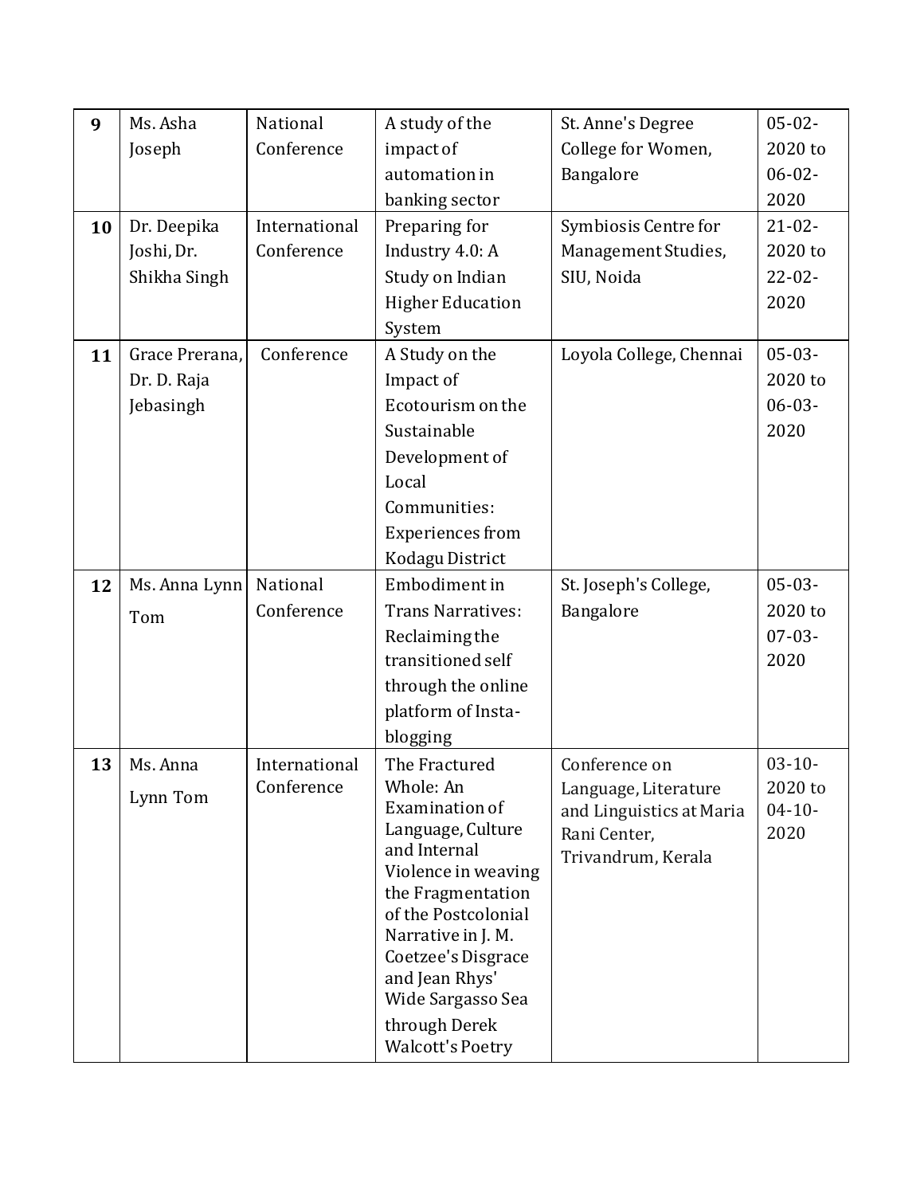| 9 | Ms. Asha Joseph | National Conference | A study of the impact of automation in banking sector | St. Anne's Degree College for Women, Bangalore | 05-02-2020 to 06-02-2020 |
|---|---|---|---|---|---|
| 10 | Dr. Deepika Joshi, Dr. Shikha Singh | International Conference | Preparing for Industry 4.0: A Study on Indian Higher Education System | Symbiosis Centre for Management Studies, SIU, Noida | 21-02-2020 to 22-02-2020 |
| 11 | Grace Prerana, Dr. D. Raja Jebasingh | Conference | A Study on the Impact of Ecotourism on the Sustainable Development of Local Communities: Experiences from Kodagu District | Loyola College, Chennai | 05-03-2020 to 06-03-2020 |
| 12 | Ms. Anna Lynn Tom | National Conference | Embodiment in Trans Narratives: Reclaiming the transitioned self through the online platform of Insta-blogging | St. Joseph's College, Bangalore | 05-03-2020 to 07-03-2020 |
| 13 | Ms. Anna Lynn Tom | International Conference | The Fractured Whole: An Examination of Language, Culture and Internal Violence in weaving the Fragmentation of the Postcolonial Narrative in J. M. Coetzee's Disgrace and Jean Rhys' Wide Sargasso Sea through Derek Walcott's Poetry | Conference on Language, Literature and Linguistics at Maria Rani Center, Trivandrum, Kerala | 03-10-2020 to 04-10-2020 |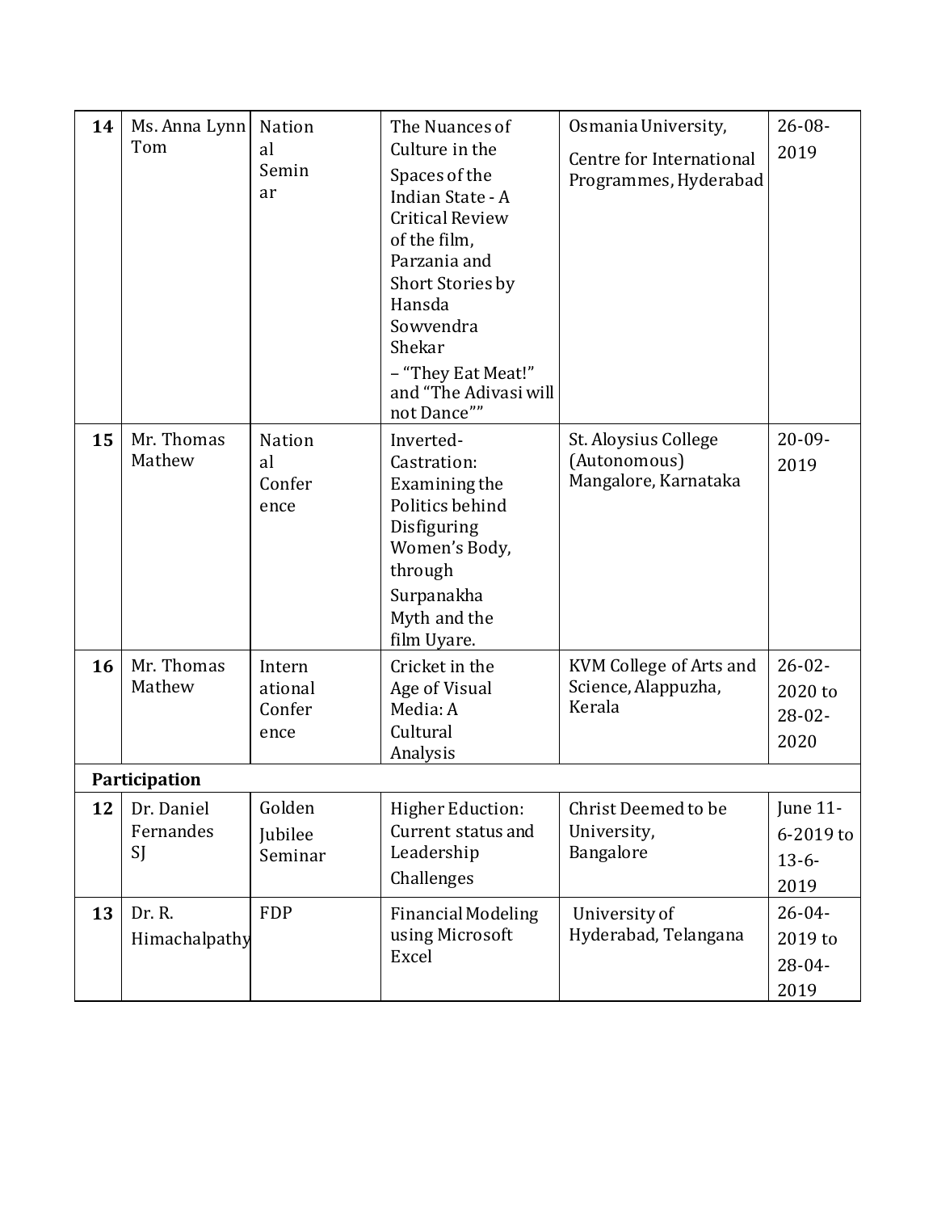| 14 | Ms. Anna Lynn Tom | National Seminar | The Nuances of Culture in the Spaces of the Indian State - A Critical Review of the film, Parzania and Short Stories by Hansda Sowvendra Shekar – “They Eat Meat!” and “The Adivasi will not Dance”” | Osmania University, Centre for International Programmes, Hyderabad | 26-08-2019 |
|---|---|---|---|---|---|
| 15 | Mr. Thomas Mathew | National Conference | Inverted-Castration: Examining the Politics behind Disfiguring Women’s Body, through Surpanakha Myth and the film Uyare. | St. Aloysius College (Autonomous) Mangalore, Karnataka | 20-09-2019 |
| 16 | Mr. Thomas Mathew | International Conference | Cricket in the Age of Visual Media: A Cultural Analysis | KVM College of Arts and Science, Alappuzha, Kerala | 26-02-2020 to 28-02-2020 |
| **Participation** | | | | | |
| 12 | Dr. Daniel Fernandes SJ | Golden Jubilee Seminar | Higher Eduction: Current status and Leadership Challenges | Christ Deemed to be University, Bangalore | June 11-6-2019 to 13-6-2019 |
| 13 | Dr. R. Himachalpathy | FDP | Financial Modeling using Microsoft Excel | University of Hyderabad, Telangana | 26-04-2019 to 28-04-2019 |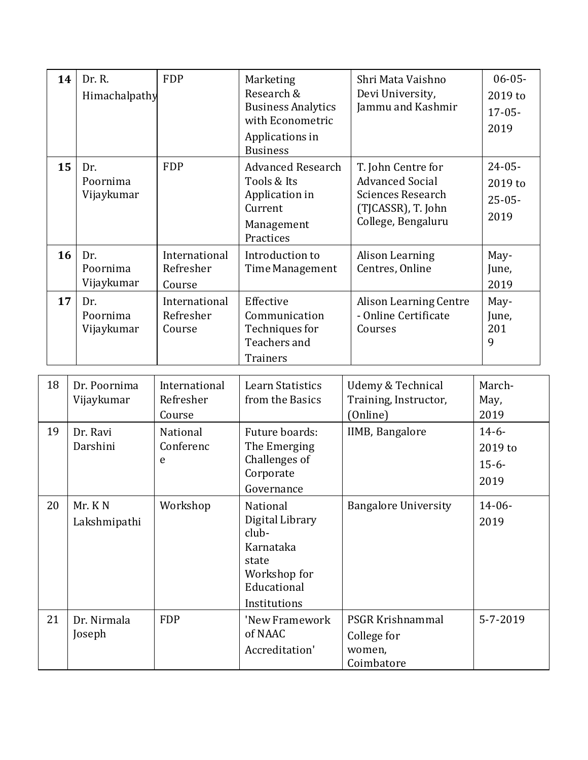| | | | | | |
|---|---|---|---|---|---|
| **14** | Dr. R. Himachalpathy | FDP | Marketing Research & Business Analytics with Econometric Applications in Business | Shri Mata Vaishno Devi University, Jammu and Kashmir | 06-05-2019 to 17-05-2019 |
| **15** | Dr. Poornima Vijaykumar | FDP | Advanced Research Tools & Its Application in Current Management Practices | T. John Centre for Advanced Social Sciences Research (TJCASSR), T. John College, Bengaluru | 24-05-2019 to 25-05-2019 |
| **16** | Dr. Poornima Vijaykumar | International Refresher Course | Introduction to Time Management | Alison Learning Centres, Online | May-June, 2019 |
| **17** | Dr. Poornima Vijaykumar | International Refresher Course | Effective Communication Techniques for Teachers and Trainers | Alison Learning Centre - Online Certificate Courses | May-June, 2019 |
| 18 | Dr. Poornima Vijaykumar | International Refresher Course | Learn Statistics from the Basics | Udemy & Technical Training, Instructor, (Online) | March-May, 2019 |
| 19 | Dr. Ravi Darshini | National Conference | Future boards: The Emerging Challenges of Corporate Governance | IIMB, Bangalore | 14-6-2019 to 15-6-2019 |
| 20 | Mr. K N Lakshmipathi | Workshop | National Digital Library club-Karnataka state Workshop for Educational Institutions | Bangalore University | 14-06-2019 |
| 21 | Dr. Nirmala Joseph | FDP | 'New Framework of NAAC Accreditation' | PSGR Krishnammal College for women, Coimbatore | 5-7-2019 |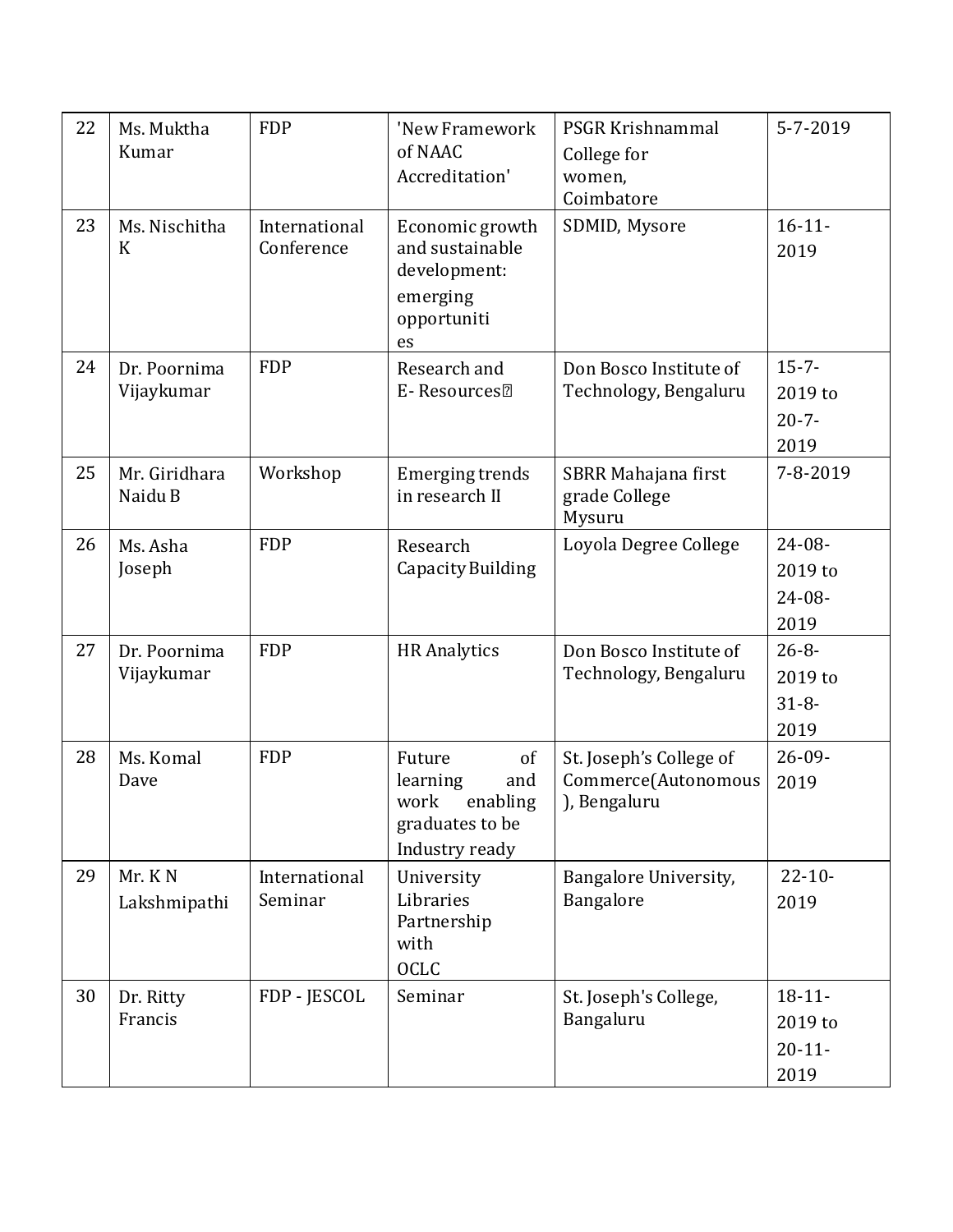| 22 | Ms. Muktha Kumar | FDP | 'New Framework of NAAC Accreditation' | PSGR Krishnammal College for women, Coimbatore | 5-7-2019 |
|---|---|---|---|---|---|
| 23 | Ms. Nischitha K | International Conference | Economic growth and sustainable development: emerging opportunities | SDMID, Mysore | 16-11-2019 |
| 24 | Dr. Poornima Vijaykumar | FDP | Research and E- Resources | Don Bosco Institute of Technology, Bengaluru | 15-7-2019 to 20-7-2019 |
| 25 | Mr. Giridhara Naidu B | Workshop | Emerging trends in research II | SBRR Mahajana first grade College Mysuru | 7-8-2019 |
| 26 | Ms. Asha Joseph | FDP | Research Capacity Building | Loyola Degree College | 24-08-2019 to 24-08-2019 |
| 27 | Dr. Poornima Vijaykumar | FDP | HR Analytics | Don Bosco Institute of Technology, Bengaluru | 26-8-2019 to 31-8-2019 |
| 28 | Ms. Komal Dave | FDP | Future of learning and work enabling graduates to be Industry ready | St. Joseph's College of Commerce(Autonomous), Bengaluru | 26-09-2019 |
| 29 | Mr. K N Lakshmipathi | International Seminar | University Libraries Partnership with OCLC | Bangalore University, Bangalore | 22-10-2019 |
| 30 | Dr. Ritty Francis | FDP - JESCOL | Seminar | St. Joseph's College, Bangaluru | 18-11-2019 to 20-11-2019 |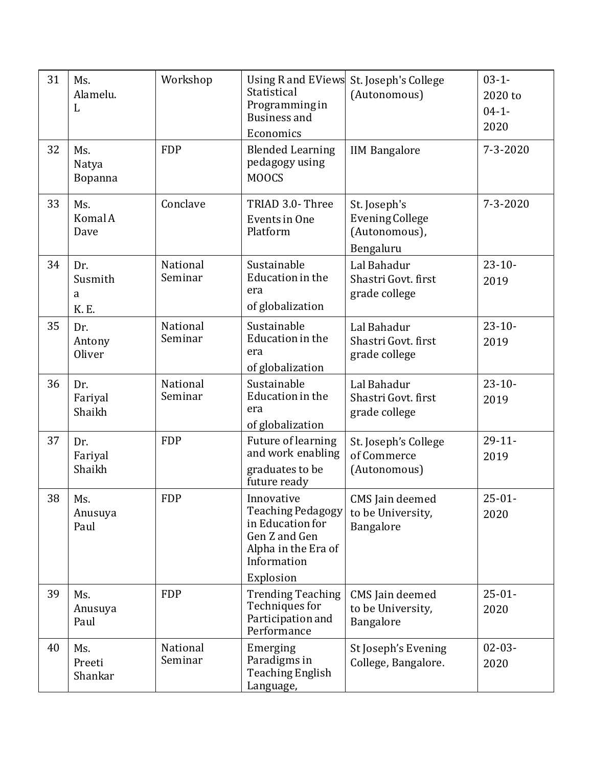| 31 | Ms. Alamelu. L | Workshop | Using R and EViews Statistical Programming in Business and Economics | St. Joseph's College (Autonomous) | 03-1-2020 to 04-1-2020 |
|---|---|---|---|---|---|
| 32 | Ms. Natya Bopanna | FDP | Blended Learning pedagogy using MOOCS | IIM Bangalore | 7-3-2020 |
| 33 | Ms. Komal A Dave | Conclave | TRIAD 3.0- Three Events in One Platform | St. Joseph's Evening College (Autonomous), Bengaluru | 7-3-2020 |
| 34 | Dr. Susmitha K. E. | National Seminar | Sustainable Education in the era of globalization | Lal Bahadur Shastri Govt. first grade college | 23-10-2019 |
| 35 | Dr. Antony Oliver | National Seminar | Sustainable Education in the era of globalization | Lal Bahadur Shastri Govt. first grade college | 23-10-2019 |
| 36 | Dr. Fariyal Shaikh | National Seminar | Sustainable Education in the era of globalization | Lal Bahadur Shastri Govt. first grade college | 23-10-2019 |
| 37 | Dr. Fariyal Shaikh | FDP | Future of learning and work enabling graduates to be future ready | St. Joseph's College of Commerce (Autonomous) | 29-11-2019 |
| 38 | Ms. Anusuya Paul | FDP | Innovative Teaching Pedagogy in Education for Gen Z and Gen Alpha in the Era of Information Explosion | CMS Jain deemed to be University, Bangalore | 25-01-2020 |
| 39 | Ms. Anusuya Paul | FDP | Trending Teaching Techniques for Participation and Performance | CMS Jain deemed to be University, Bangalore | 25-01-2020 |
| 40 | Ms. Preeti Shankar | National Seminar | Emerging Paradigms in Teaching English Language, | St Joseph's Evening College, Bangalore. | 02-03-2020 |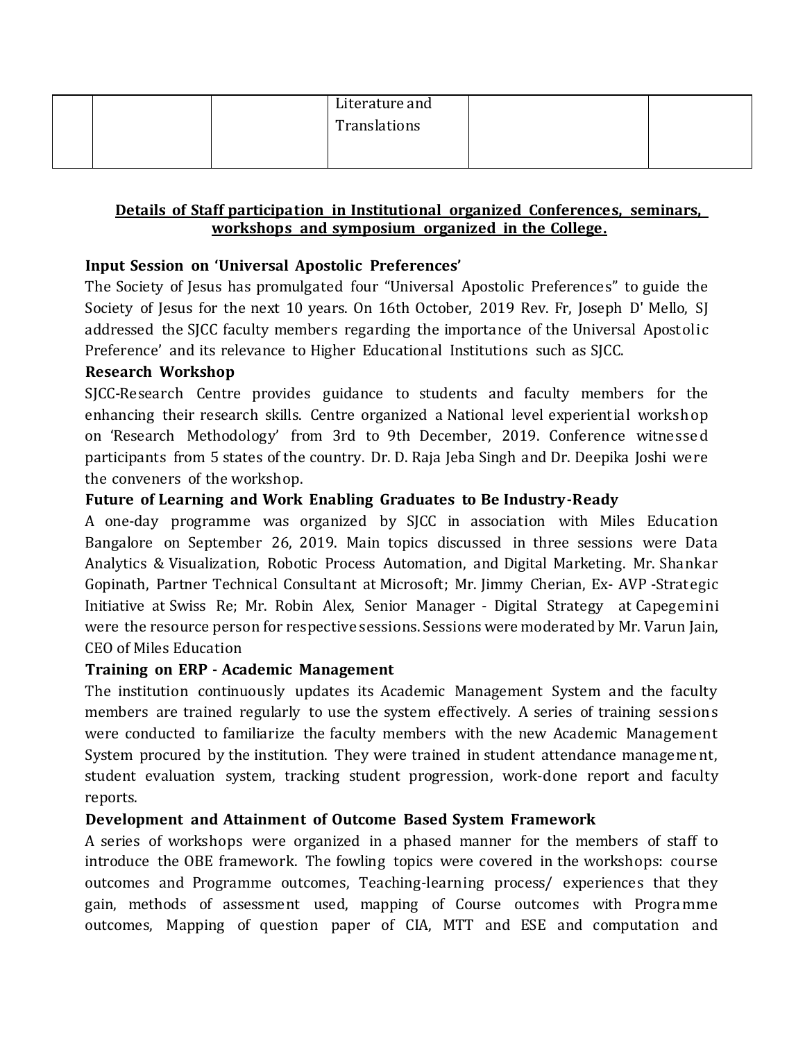|  |  |  | Literature and Translations |  |  |
|---|---|---|---|---|---|

**Details of Staff participation in Institutional organized Conferences, seminars, workshops and symposium organized in the College.**

**Input Session on 'Universal Apostolic Preferences'**

The Society of Jesus has promulgated four "Universal Apostolic Preferences" to guide the Society of Jesus for the next 10 years. On 16th October, 2019 Rev. Fr, Joseph D' Mello, SJ addressed the SJCC faculty members regarding the importance of the Universal Apostolic Preference' and its relevance to Higher Educational Institutions such as SJCC.

**Research Workshop**

SJCC-Research Centre provides guidance to students and faculty members for the enhancing their research skills. Centre organized a National level experiential workshop on 'Research Methodology' from 3rd to 9th December, 2019. Conference witnessed participants from 5 states of the country. Dr. D. Raja Jeba Singh and Dr. Deepika Joshi were the conveners of the workshop.

**Future of Learning and Work Enabling Graduates to Be Industry-Ready**

A one-day programme was organized by SJCC in association with Miles Education Bangalore on September 26, 2019. Main topics discussed in three sessions were Data Analytics & Visualization, Robotic Process Automation, and Digital Marketing. Mr. Shankar Gopinath, Partner Technical Consultant at Microsoft; Mr. Jimmy Cherian, Ex- AVP -Strategic Initiative at Swiss Re; Mr. Robin Alex, Senior Manager - Digital Strategy at Capegemini were the resource person for respective sessions. Sessions were moderated by Mr. Varun Jain, CEO of Miles Education

**Training on ERP - Academic Management**

The institution continuously updates its Academic Management System and the faculty members are trained regularly to use the system effectively. A series of training sessions were conducted to familiarize the faculty members with the new Academic Management System procured by the institution. They were trained in student attendance management, student evaluation system, tracking student progression, work-done report and faculty reports.

**Development and Attainment of Outcome Based System Framework**

A series of workshops were organized in a phased manner for the members of staff to introduce the OBE framework. The fowling topics were covered in the workshops: course outcomes and Programme outcomes, Teaching-learning process/ experiences that they gain, methods of assessment used, mapping of Course outcomes with Programme outcomes, Mapping of question paper of CIA, MTT and ESE and computation and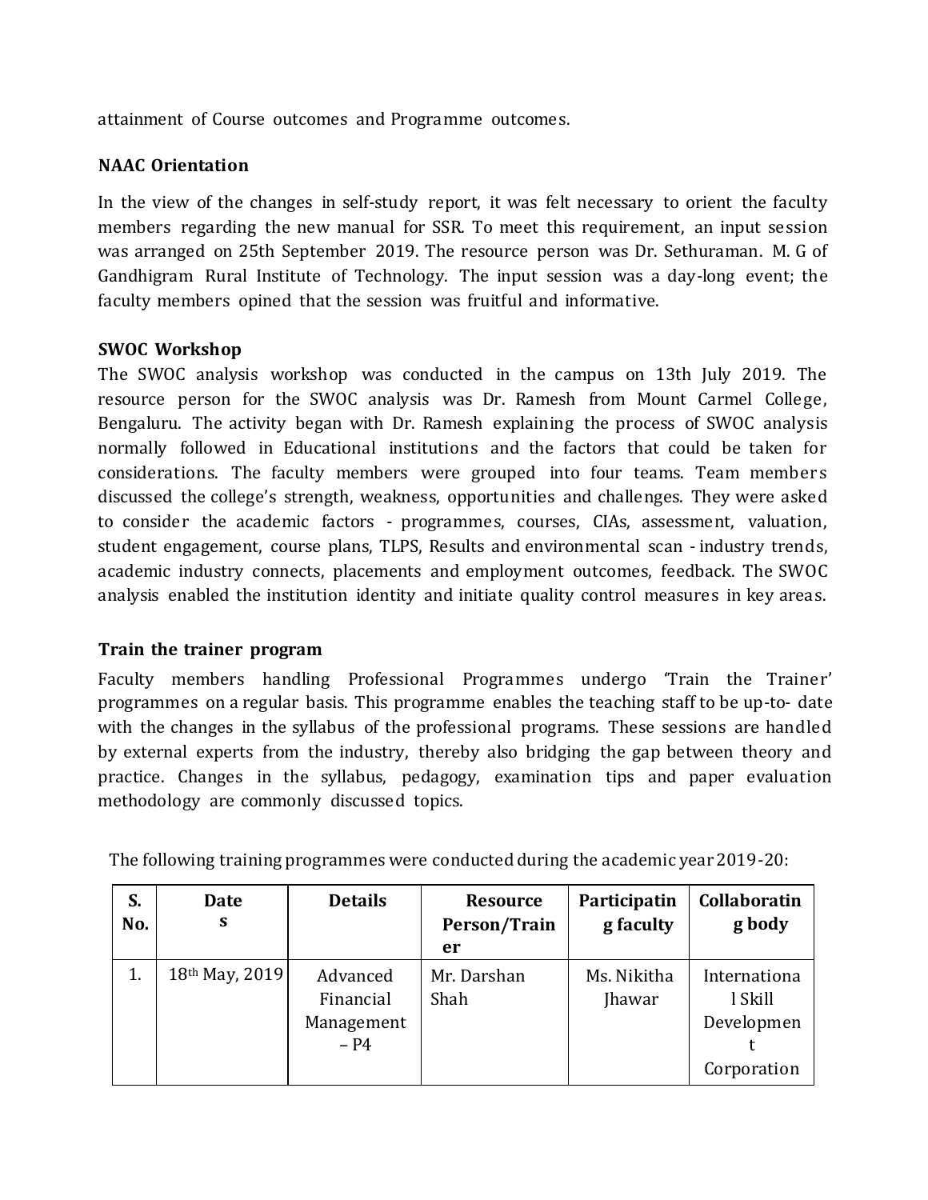attainment of Course outcomes and Programme outcomes.

### NAAC Orientation

In the view of the changes in self-study report, it was felt necessary to orient the faculty members regarding the new manual for SSR. To meet this requirement, an input session was arranged on 25th September 2019. The resource person was Dr. Sethuraman. M. G of Gandhigram Rural Institute of Technology. The input session was a day-long event; the faculty members opined that the session was fruitful and informative.

### SWOC Workshop

The SWOC analysis workshop was conducted in the campus on 13th July 2019. The resource person for the SWOC analysis was Dr. Ramesh from Mount Carmel College, Bengaluru. The activity began with Dr. Ramesh explaining the process of SWOC analysis normally followed in Educational institutions and the factors that could be taken for considerations. The faculty members were grouped into four teams. Team members discussed the college's strength, weakness, opportunities and challenges. They were asked to consider the academic factors - programmes, courses, CIAs, assessment, valuation, student engagement, course plans, TLPS, Results and environmental scan - industry trends, academic industry connects, placements and employment outcomes, feedback. The SWOC analysis enabled the institution identity and initiate quality control measures in key areas.

### Train the trainer program

Faculty members handling Professional Programmes undergo 'Train the Trainer' programmes on a regular basis. This programme enables the teaching staff to be up-to- date with the changes in the syllabus of the professional programs. These sessions are handled by external experts from the industry, thereby also bridging the gap between theory and practice. Changes in the syllabus, pedagogy, examination tips and paper evaluation methodology are commonly discussed topics.

The following training programmes were conducted during the academic year 2019-20:

| S. No. | Dates | Details | Resource Person/Trainer | Participating faculty | Collaborating body |
|---|---|---|---|---|---|
| 1. | 18th May, 2019 | Advanced Financial Management – P4 | Mr. Darshan Shah | Ms. Nikitha Jhawar | International Skill Development Corporation |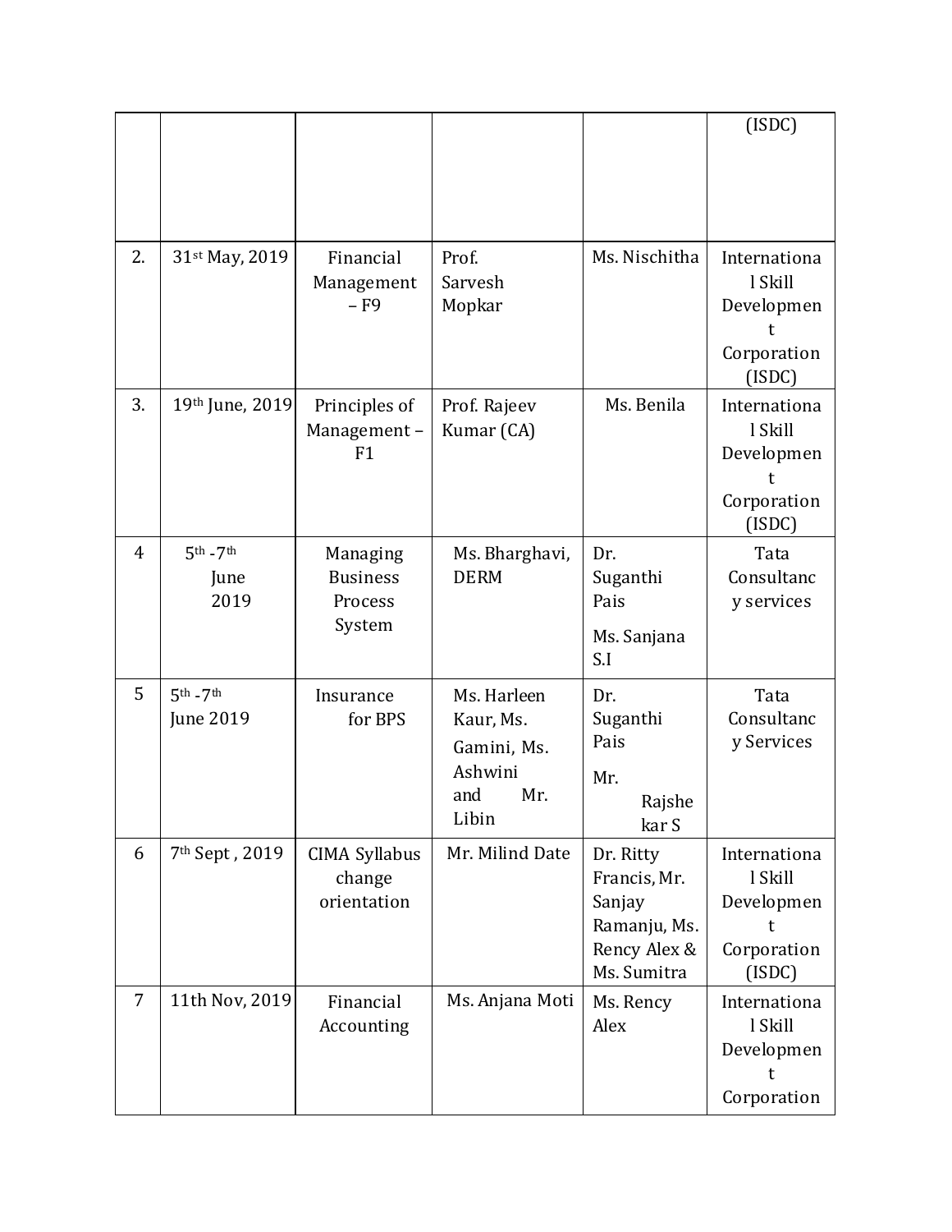| | | | | | |
|---|---|---|---|---|---|
| | | | | | (ISDC) |
| 2. | 31st May, 2019 | Financial Management – F9 | Prof. Sarvesh Mopkar | Ms. Nischitha | International Skill Development Corporation (ISDC) |
| 3. | 19th June, 2019 | Principles of Management – F1 | Prof. Rajeev Kumar (CA) | Ms. Benila | International Skill Development Corporation (ISDC) |
| 4 | 5th -7th June 2019 | Managing Business Process System | Ms. Bharghavi, DERM | Dr. Suganthi Pais<br>Ms. Sanjana S.I | Tata Consultancy services |
| 5 | 5th -7th June 2019 | Insurance for BPS | Ms. Harleen Kaur, Ms. Gamini, Ms. Ashwini and Mr. Libin | Dr. Suganthi Pais<br>Mr. Rajshekar S | Tata Consultancy Services |
| 6 | 7th Sept , 2019 | CIMA Syllabus change orientation | Mr. Milind Date | Dr. Ritty Francis, Mr. Sanjay Ramanju, Ms. Rency Alex & Ms. Sumitra | International Skill Development Corporation (ISDC) |
| 7 | 11th Nov, 2019 | Financial Accounting | Ms. Anjana Moti | Ms. Rency Alex | International Skill Development Corporation |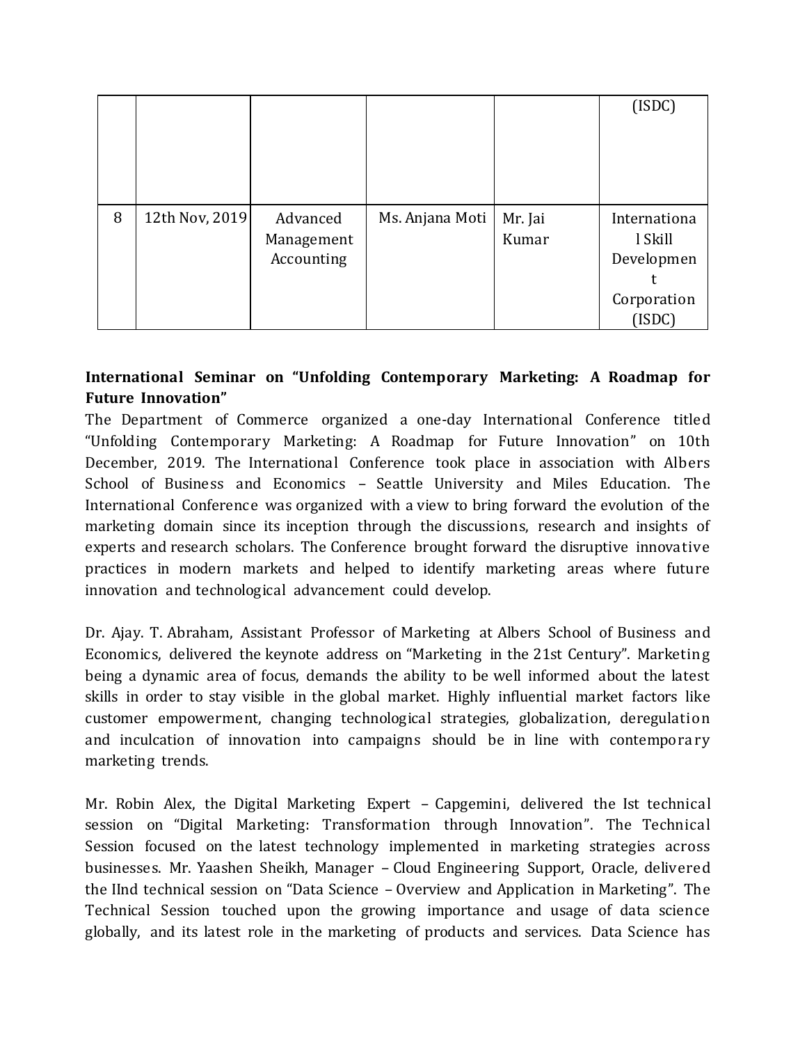| | | | | | |
|---|---|---|---|---|---|
| | | | | | (ISDC) |
| 8 | 12th Nov, 2019 | Advanced Management Accounting | Ms. Anjana Moti | Mr. Jai Kumar | International Skill Development Corporation (ISDC) |

**International Seminar on "Unfolding Contemporary Marketing: A Roadmap for Future Innovation"**

The Department of Commerce organized a one-day International Conference titled "Unfolding Contemporary Marketing: A Roadmap for Future Innovation" on 10th December, 2019. The International Conference took place in association with Albers School of Business and Economics – Seattle University and Miles Education. The International Conference was organized with a view to bring forward the evolution of the marketing domain since its inception through the discussions, research and insights of experts and research scholars. The Conference brought forward the disruptive innovative practices in modern markets and helped to identify marketing areas where future innovation and technological advancement could develop.

Dr. Ajay. T. Abraham, Assistant Professor of Marketing at Albers School of Business and Economics, delivered the keynote address on "Marketing in the 21st Century". Marketing being a dynamic area of focus, demands the ability to be well informed about the latest skills in order to stay visible in the global market. Highly influential market factors like customer empowerment, changing technological strategies, globalization, deregulation and inculcation of innovation into campaigns should be in line with contemporary marketing trends.

Mr. Robin Alex, the Digital Marketing Expert – Capgemini, delivered the Ist technical session on "Digital Marketing: Transformation through Innovation". The Technical Session focused on the latest technology implemented in marketing strategies across businesses. Mr. Yaashen Sheikh, Manager – Cloud Engineering Support, Oracle, delivered the IInd technical session on "Data Science – Overview and Application in Marketing". The Technical Session touched upon the growing importance and usage of data science globally, and its latest role in the marketing of products and services. Data Science has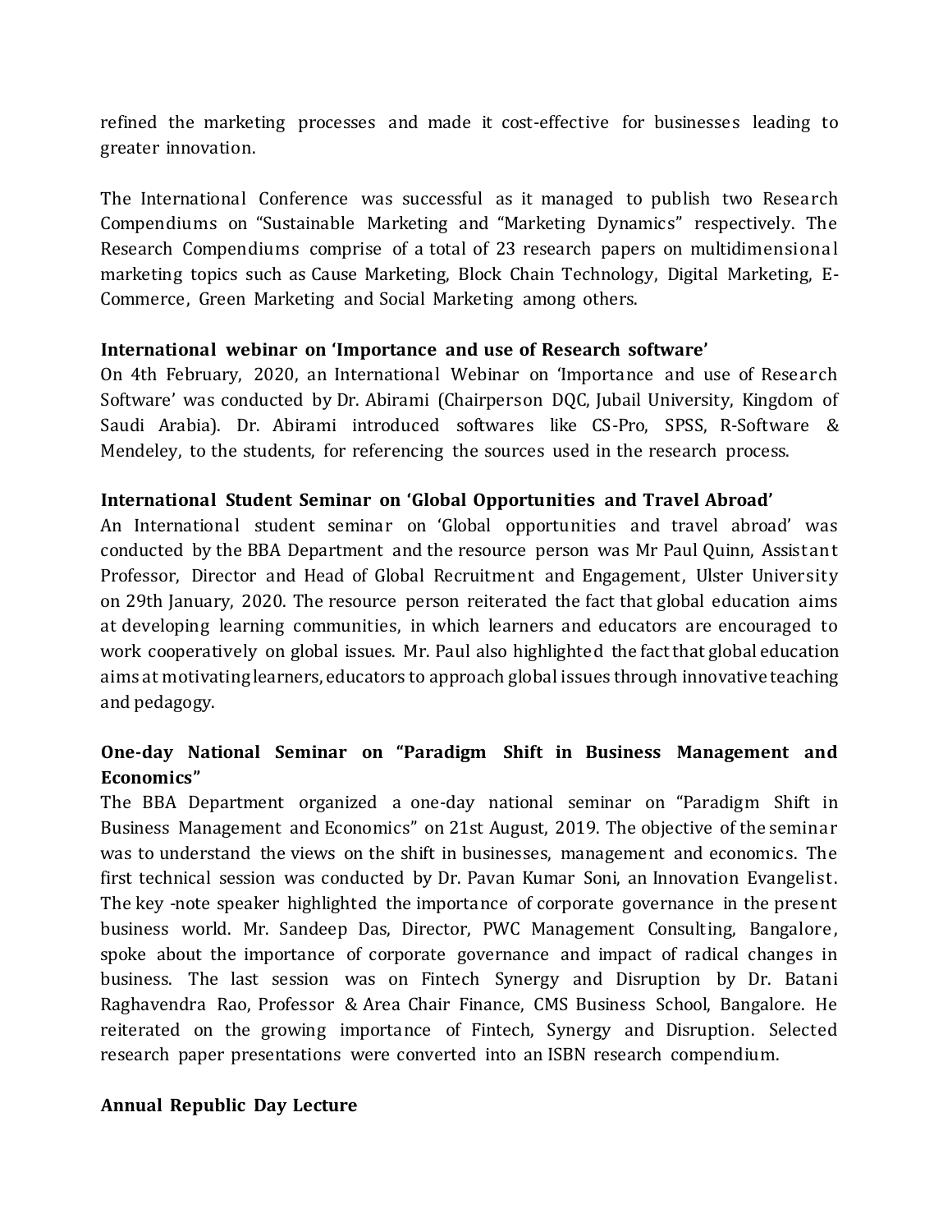refined the marketing processes and made it cost-effective for businesses leading to greater innovation.

The International Conference was successful as it managed to publish two Research Compendiums on "Sustainable Marketing and "Marketing Dynamics" respectively. The Research Compendiums comprise of a total of 23 research papers on multidimensional marketing topics such as Cause Marketing, Block Chain Technology, Digital Marketing, E-Commerce, Green Marketing and Social Marketing among others.

**International webinar on 'Importance and use of Research software'**

On 4th February, 2020, an International Webinar on 'Importance and use of Research Software' was conducted by Dr. Abirami (Chairperson DQC, Jubail University, Kingdom of Saudi Arabia). Dr. Abirami introduced softwares like CS-Pro, SPSS, R-Software & Mendeley, to the students, for referencing the sources used in the research process.

**International Student Seminar on 'Global Opportunities and Travel Abroad'**

An International student seminar on 'Global opportunities and travel abroad' was conducted by the BBA Department and the resource person was Mr Paul Quinn, Assistant Professor, Director and Head of Global Recruitment and Engagement, Ulster University on 29th January, 2020. The resource person reiterated the fact that global education aims at developing learning communities, in which learners and educators are encouraged to work cooperatively on global issues. Mr. Paul also highlighted the fact that global education aims at motivating learners, educators to approach global issues through innovative teaching and pedagogy.

**One-day National Seminar on "Paradigm Shift in Business Management and Economics"**

The BBA Department organized a one-day national seminar on "Paradigm Shift in Business Management and Economics" on 21st August, 2019. The objective of the seminar was to understand the views on the shift in businesses, management and economics. The first technical session was conducted by Dr. Pavan Kumar Soni, an Innovation Evangelist. The key -note speaker highlighted the importance of corporate governance in the present business world. Mr. Sandeep Das, Director, PWC Management Consulting, Bangalore, spoke about the importance of corporate governance and impact of radical changes in business. The last session was on Fintech Synergy and Disruption by Dr. Batani Raghavendra Rao, Professor & Area Chair Finance, CMS Business School, Bangalore. He reiterated on the growing importance of Fintech, Synergy and Disruption. Selected research paper presentations were converted into an ISBN research compendium.

**Annual Republic Day Lecture**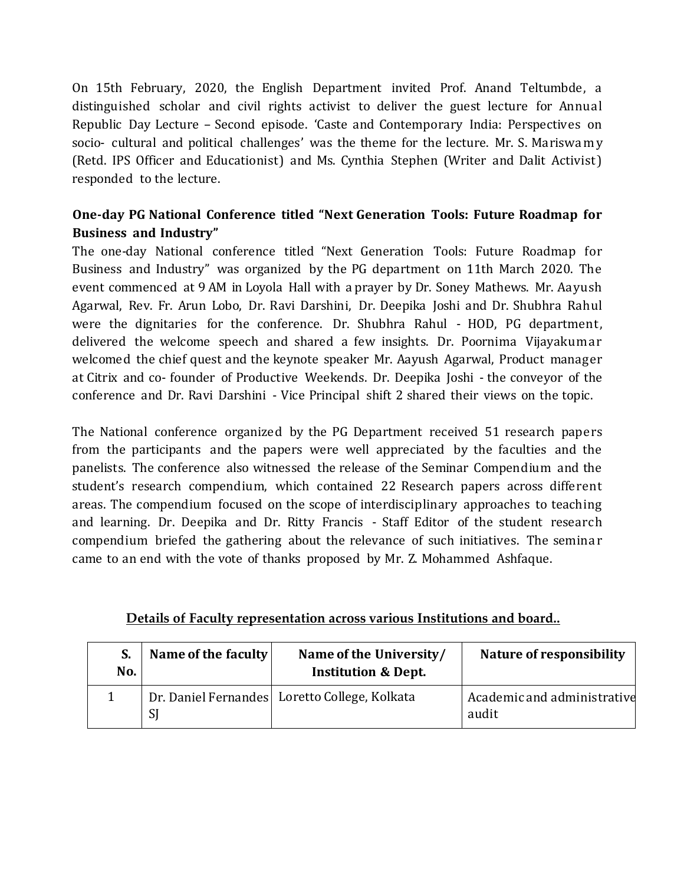On 15th February, 2020, the English Department invited Prof. Anand Teltumbde, a distinguished scholar and civil rights activist to deliver the guest lecture for Annual Republic Day Lecture – Second episode. 'Caste and Contemporary India: Perspectives on socio- cultural and political challenges' was the theme for the lecture. Mr. S. Mariswamy (Retd. IPS Officer and Educationist) and Ms. Cynthia Stephen (Writer and Dalit Activist) responded to the lecture.

**One-day PG National Conference titled "Next Generation Tools: Future Roadmap for Business and Industry"**

The one-day National conference titled "Next Generation Tools: Future Roadmap for Business and Industry" was organized by the PG department on 11th March 2020. The event commenced at 9 AM in Loyola Hall with a prayer by Dr. Soney Mathews. Mr. Aayush Agarwal, Rev. Fr. Arun Lobo, Dr. Ravi Darshini, Dr. Deepika Joshi and Dr. Shubhra Rahul were the dignitaries for the conference. Dr. Shubhra Rahul - HOD, PG department, delivered the welcome speech and shared a few insights. Dr. Poornima Vijayakumar welcomed the chief quest and the keynote speaker Mr. Aayush Agarwal, Product manager at Citrix and co- founder of Productive Weekends. Dr. Deepika Joshi - the conveyor of the conference and Dr. Ravi Darshini - Vice Principal shift 2 shared their views on the topic.

The National conference organized by the PG Department received 51 research papers from the participants and the papers were well appreciated by the faculties and the panelists. The conference also witnessed the release of the Seminar Compendium and the student's research compendium, which contained 22 Research papers across different areas. The compendium focused on the scope of interdisciplinary approaches to teaching and learning. Dr. Deepika and Dr. Ritty Francis - Staff Editor of the student research compendium briefed the gathering about the relevance of such initiatives. The seminar came to an end with the vote of thanks proposed by Mr. Z. Mohammed Ashfaque.

**<u>Details of Faculty representation across various Institutions and board..</u>**

| S. No. | Name of the faculty | Name of the University/ Institution & Dept. | Nature of responsibility |
|---|---|---|---|
| 1 | Dr. Daniel Fernandes SJ | Loretto College, Kolkata | Academic and administrative audit |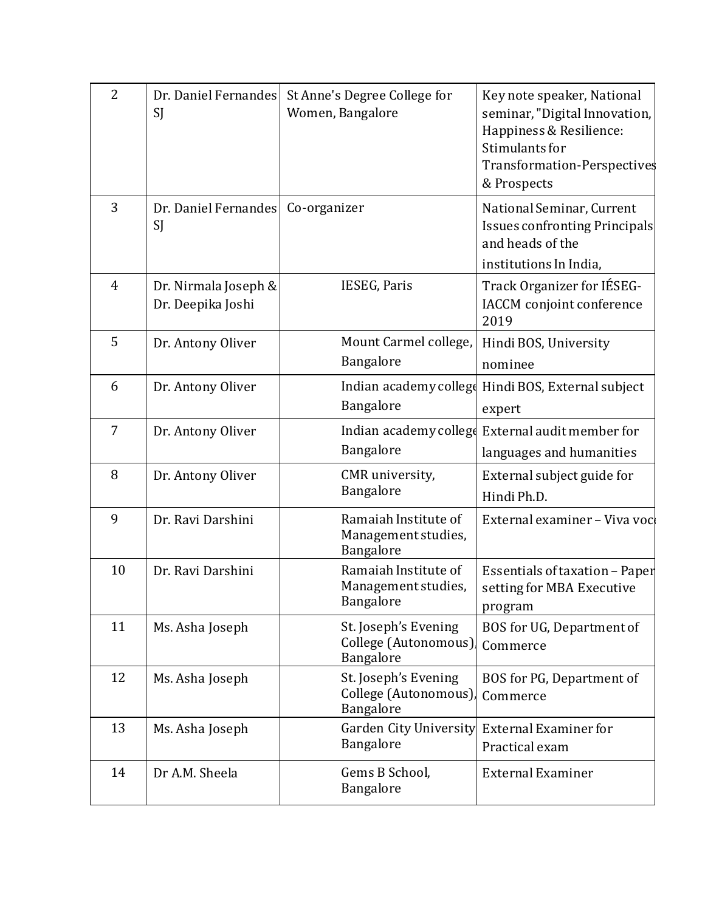| | | | |
|---|---|---|---|
| 2 | Dr. Daniel Fernandes SJ | St Anne's Degree College for Women, Bangalore | Key note speaker, National seminar, "Digital Innovation, Happiness & Resilience: Stimulants for Transformation-Perspectives & Prospects |
| 3 | Dr. Daniel Fernandes SJ | Co-organizer | National Seminar, Current Issues confronting Principals and heads of the institutions In India, |
| 4 | Dr. Nirmala Joseph & Dr. Deepika Joshi | IESEG, Paris | Track Organizer for IÉSEG-IACCM conjoint conference 2019 |
| 5 | Dr. Antony Oliver | Mount Carmel college, Bangalore | Hindi BOS, University nominee |
| 6 | Dr. Antony Oliver | Indian academy college Bangalore | Hindi BOS, External subject expert |
| 7 | Dr. Antony Oliver | Indian academy college Bangalore | External audit member for languages and humanities |
| 8 | Dr. Antony Oliver | CMR university, Bangalore | External subject guide for Hindi Ph.D. |
| 9 | Dr. Ravi Darshini | Ramaiah Institute of Management studies, Bangalore | External examiner – Viva voce |
| 10 | Dr. Ravi Darshini | Ramaiah Institute of Management studies, Bangalore | Essentials of taxation – Paper setting for MBA Executive program |
| 11 | Ms. Asha Joseph | St. Joseph's Evening College (Autonomous), Bangalore | BOS for UG, Department of Commerce |
| 12 | Ms. Asha Joseph | St. Joseph's Evening College (Autonomous), Bangalore | BOS for PG, Department of Commerce |
| 13 | Ms. Asha Joseph | Garden City University Bangalore | External Examiner for Practical exam |
| 14 | Dr A.M. Sheela | Gems B School, Bangalore | External Examiner |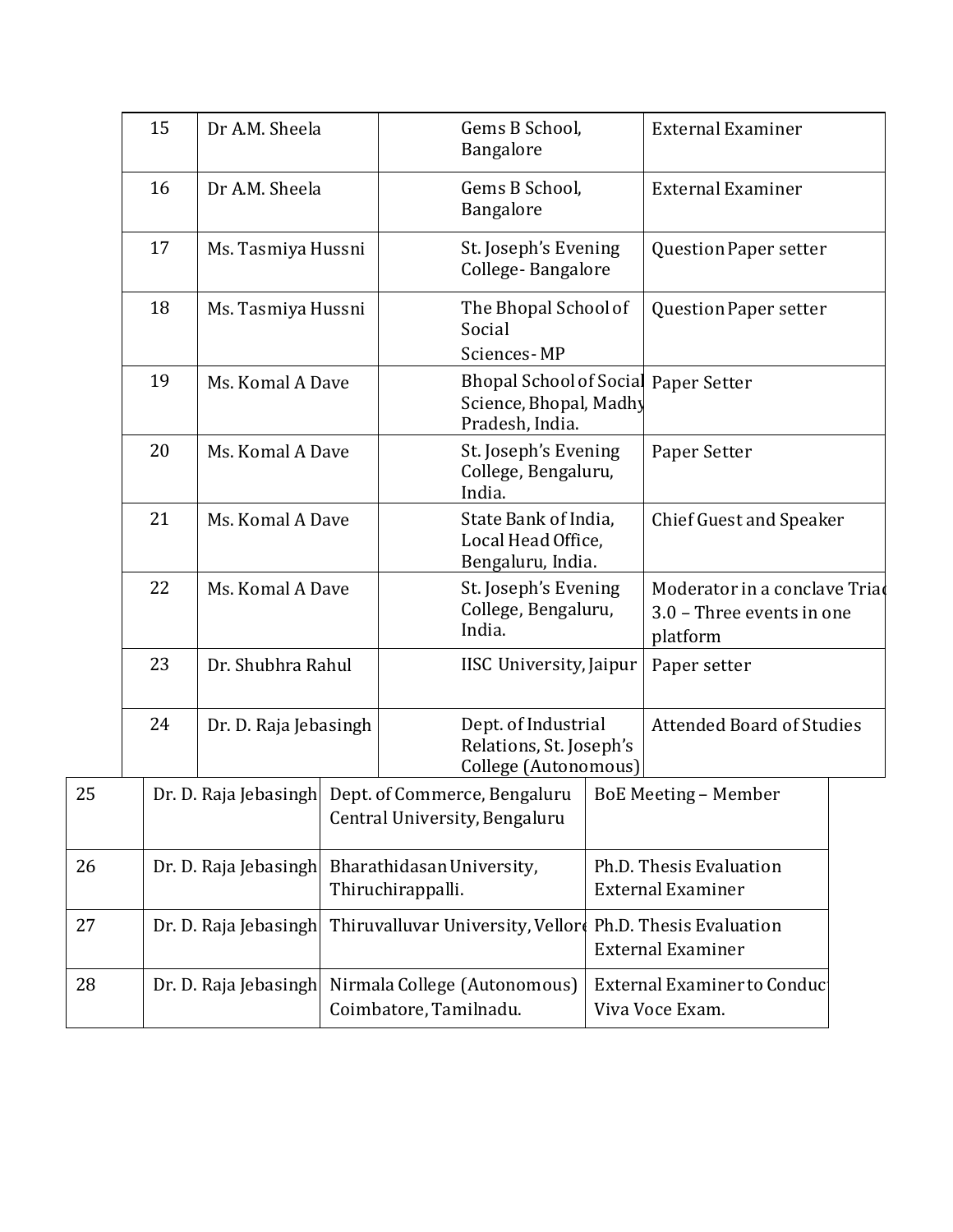| 15 | Dr A.M. Sheela | Gems B School, Bangalore | External Examiner |
|---|---|---|---|
| 16 | Dr A.M. Sheela | Gems B School, Bangalore | External Examiner |
| 17 | Ms. Tasmiya Hussni | St. Joseph's Evening College- Bangalore | Question Paper setter |
| 18 | Ms. Tasmiya Hussni | The Bhopal School of Social Sciences- MP | Question Paper setter |
| 19 | Ms. Komal A Dave | Bhopal School of Social Science, Bhopal, Madhy Pradesh, India. | Paper Setter |
| 20 | Ms. Komal A Dave | St. Joseph's Evening College, Bengaluru, India. | Paper Setter |
| 21 | Ms. Komal A Dave | State Bank of India, Local Head Office, Bengaluru, India. | Chief Guest and Speaker |
| 22 | Ms. Komal A Dave | St. Joseph's Evening College, Bengaluru, India. | Moderator in a conclave Triad 3.0 – Three events in one platform |
| 23 | Dr. Shubhra Rahul | IISC University, Jaipur | Paper setter |
| 24 | Dr. D. Raja Jebasingh | Dept. of Industrial Relations, St. Joseph's College (Autonomous) | Attended Board of Studies |
| 25 | Dr. D. Raja Jebasingh | Dept. of Commerce, Bengaluru Central University, Bengaluru | BoE Meeting – Member |
| 26 | Dr. D. Raja Jebasingh | Bharathidasan University, Thiruchirappalli. | Ph.D. Thesis Evaluation External Examiner |
| 27 | Dr. D. Raja Jebasingh | Thiruvalluvar University, Vellore | Ph.D. Thesis Evaluation External Examiner |
| 28 | Dr. D. Raja Jebasingh | Nirmala College (Autonomous) Coimbatore, Tamilnadu. | External Examiner to Conduct Viva Voce Exam. |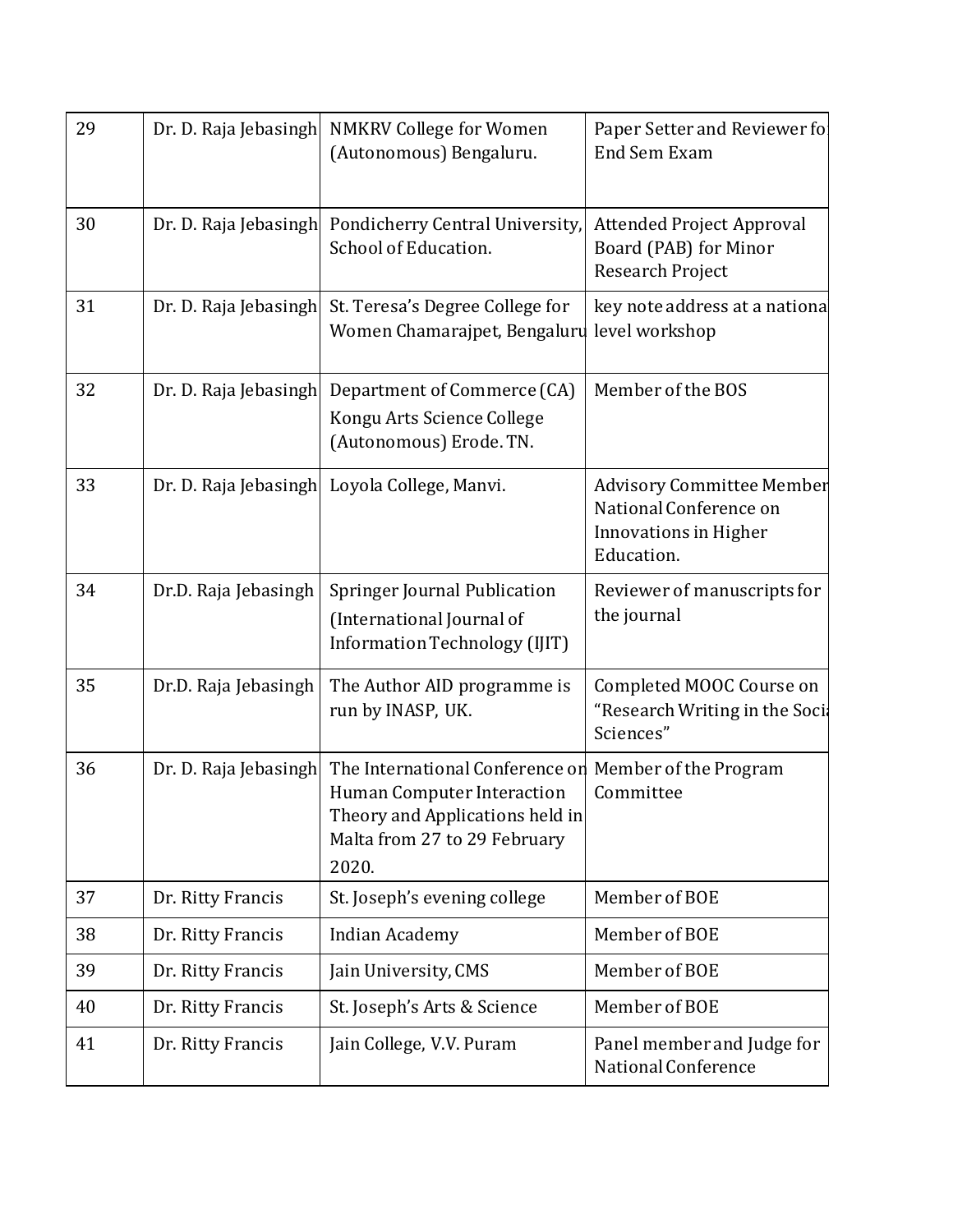| 29 | Dr. D. Raja Jebasingh | NMKRV College for Women (Autonomous) Bengaluru. | Paper Setter and Reviewer for End Sem Exam |
|---|---|---|---|
| 30 | Dr. D. Raja Jebasingh | Pondicherry Central University, School of Education. | Attended Project Approval Board (PAB) for Minor Research Project |
| 31 | Dr. D. Raja Jebasingh | St. Teresa's Degree College for Women Chamarajpet, Bengaluru | key note address at a national level workshop |
| 32 | Dr. D. Raja Jebasingh | Department of Commerce (CA) Kongu Arts Science College (Autonomous) Erode. TN. | Member of the BOS |
| 33 | Dr. D. Raja Jebasingh | Loyola College, Manvi. | Advisory Committee Member National Conference on Innovations in Higher Education. |
| 34 | Dr.D. Raja Jebasingh | Springer Journal Publication (International Journal of Information Technology (IJIT) | Reviewer of manuscripts for the journal |
| 35 | Dr.D. Raja Jebasingh | The Author AID programme is run by INASP, UK. | Completed MOOC Course on "Research Writing in the Social Sciences" |
| 36 | Dr. D. Raja Jebasingh | The International Conference on Human Computer Interaction Theory and Applications held in Malta from 27 to 29 February 2020. | Member of the Program Committee |
| 37 | Dr. Ritty Francis | St. Joseph's evening college | Member of BOE |
| 38 | Dr. Ritty Francis | Indian Academy | Member of BOE |
| 39 | Dr. Ritty Francis | Jain University, CMS | Member of BOE |
| 40 | Dr. Ritty Francis | St. Joseph's Arts & Science | Member of BOE |
| 41 | Dr. Ritty Francis | Jain College, V.V. Puram | Panel member and Judge for National Conference |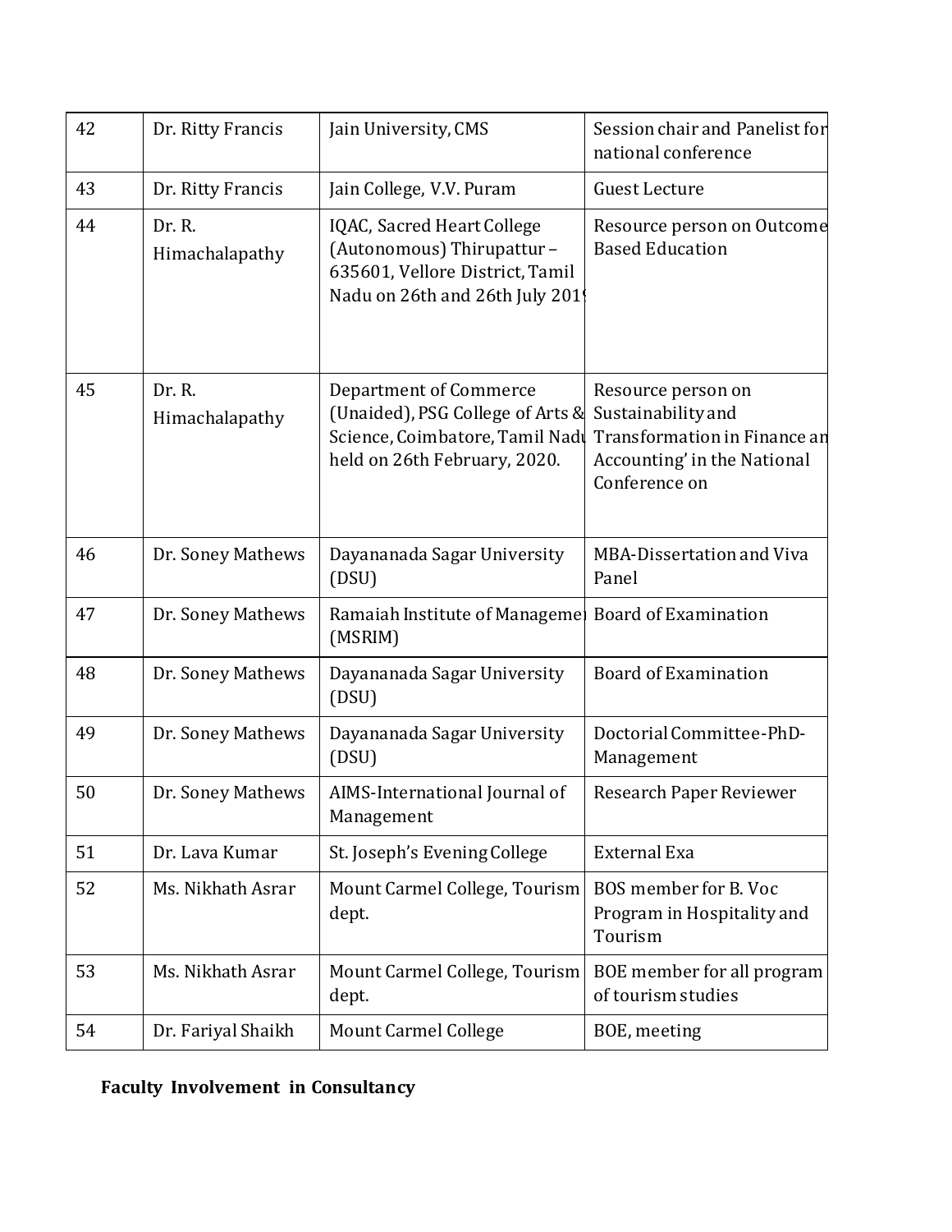| 42 | Dr. Ritty Francis | Jain University, CMS | Session chair and Panelist for national conference |
|---|---|---|---|
| 43 | Dr. Ritty Francis | Jain College, V.V. Puram | Guest Lecture |
| 44 | Dr. R. Himachalapathy | IQAC, Sacred Heart College (Autonomous) Thirupattur – 635601, Vellore District, Tamil Nadu on 26th and 26th July 2019 | Resource person on Outcome Based Education |
| 45 | Dr. R. Himachalapathy | Department of Commerce (Unaided), PSG College of Arts & Science, Coimbatore, Tamil Nadu held on 26th February, 2020. | Resource person on Sustainability and Transformation in Finance and Accounting' in the National Conference on |
| 46 | Dr. Soney Mathews | Dayananada Sagar University (DSU) | MBA-Dissertation and Viva Panel |
| 47 | Dr. Soney Mathews | Ramaiah Institute of Management (MSRIM) | Board of Examination |
| 48 | Dr. Soney Mathews | Dayananada Sagar University (DSU) | Board of Examination |
| 49 | Dr. Soney Mathews | Dayananada Sagar University (DSU) | Doctorial Committee-PhD-Management |
| 50 | Dr. Soney Mathews | AIMS-International Journal of Management | Research Paper Reviewer |
| 51 | Dr. Lava Kumar | St. Joseph's Evening College | External Exa |
| 52 | Ms. Nikhath Asrar | Mount Carmel College, Tourism dept. | BOS member for B. Voc Program in Hospitality and Tourism |
| 53 | Ms. Nikhath Asrar | Mount Carmel College, Tourism dept. | BOE member for all program of tourism studies |
| 54 | Dr. Fariyal Shaikh | Mount Carmel College | BOE, meeting |

**Faculty Involvement in Consultancy**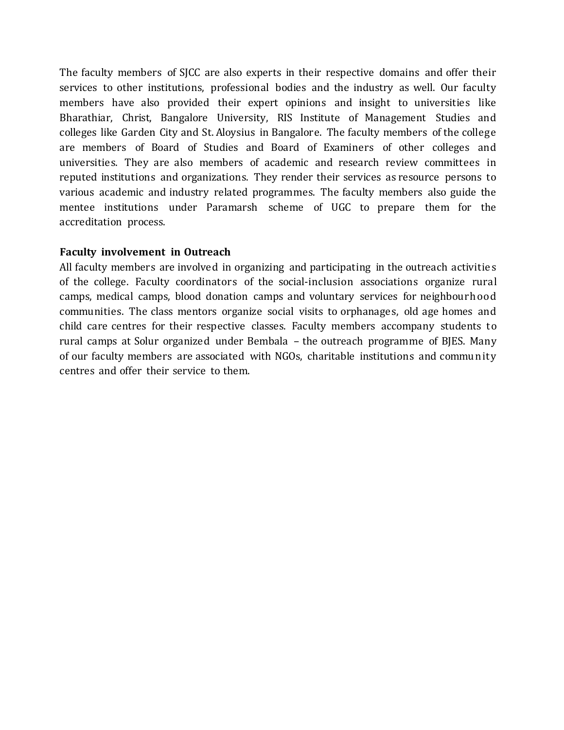The faculty members of SJCC are also experts in their respective domains and offer their services to other institutions, professional bodies and the industry as well. Our faculty members have also provided their expert opinions and insight to universities like Bharathiar, Christ, Bangalore University, RIS Institute of Management Studies and colleges like Garden City and St. Aloysius in Bangalore. The faculty members of the college are members of Board of Studies and Board of Examiners of other colleges and universities. They are also members of academic and research review committees in reputed institutions and organizations. They render their services as resource persons to various academic and industry related programmes. The faculty members also guide the mentee institutions under Paramarsh scheme of UGC to prepare them for the accreditation process.

**Faculty involvement in Outreach**

All faculty members are involved in organizing and participating in the outreach activities of the college. Faculty coordinators of the social-inclusion associations organize rural camps, medical camps, blood donation camps and voluntary services for neighbourhood communities. The class mentors organize social visits to orphanages, old age homes and child care centres for their respective classes. Faculty members accompany students to rural camps at Solur organized under Bembala – the outreach programme of BJES. Many of our faculty members are associated with NGOs, charitable institutions and community centres and offer their service to them.